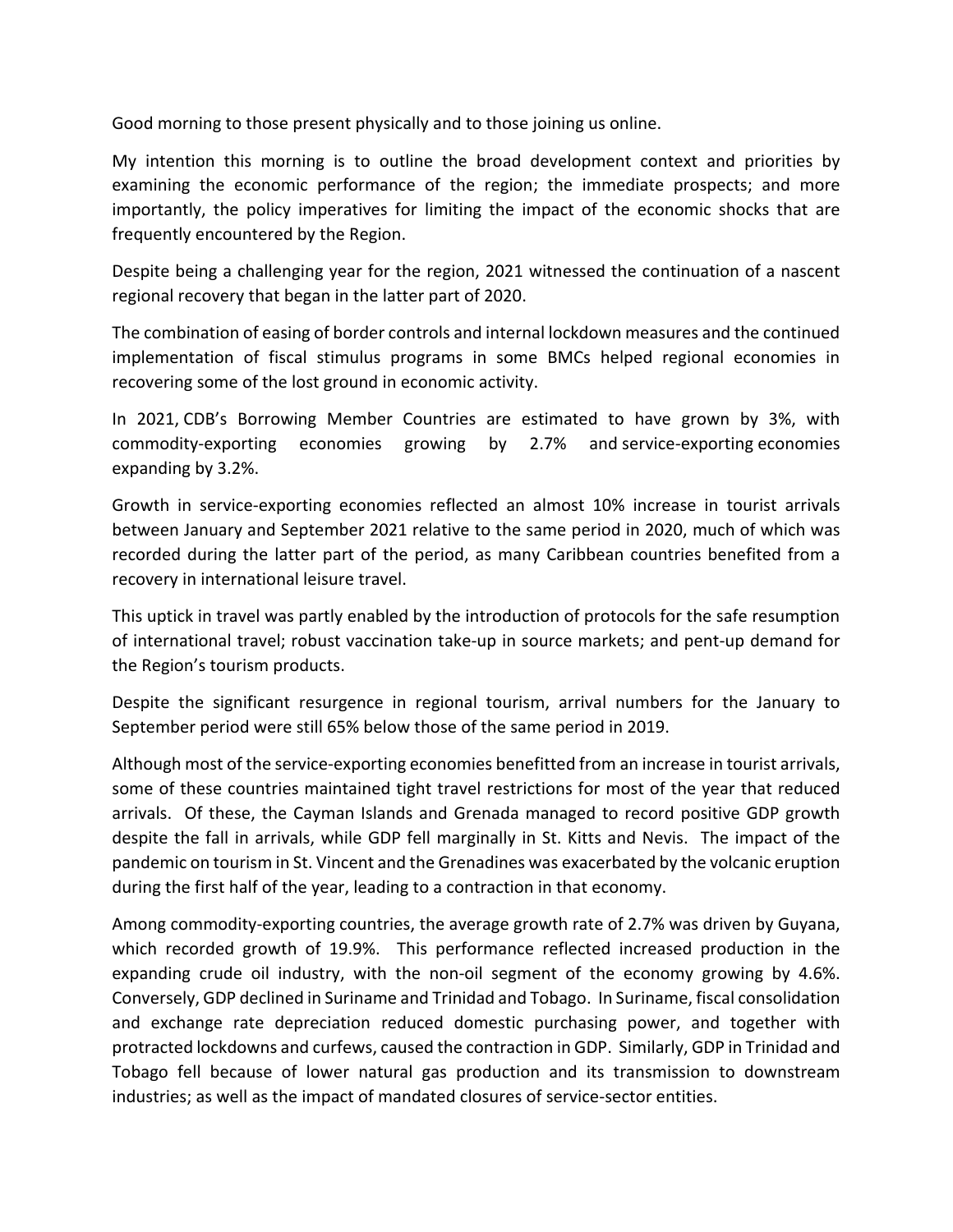Good morning to those present physically and to those joining us online.

My intention this morning is to outline the broad development context and priorities by examining the economic performance of the region; the immediate prospects; and more importantly, the policy imperatives for limiting the impact of the economic shocks that are frequently encountered by the Region.

Despite being a challenging year for the region, 2021 witnessed the continuation of a nascent regional recovery that began in the latter part of 2020.

The combination of easing of border controls and internal lockdown measures and the continued implementation of fiscal stimulus programs in some BMCs helped regional economies in recovering some of the lost ground in economic activity.

In 2021, CDB's Borrowing Member Countries are estimated to have grown by 3%, with commodity-exporting economies growing by 2.7% and service-exporting economies expanding by 3.2%.

Growth in service-exporting economies reflected an almost 10% increase in tourist arrivals between January and September 2021 relative to the same period in 2020, much of which was recorded during the latter part of the period, as many Caribbean countries benefited from a recovery in international leisure travel.

This uptick in travel was partly enabled by the introduction of protocols for the safe resumption of international travel; robust vaccination take-up in source markets; and pent-up demand for the Region's tourism products.

Despite the significant resurgence in regional tourism, arrival numbers for the January to September period were still 65% below those of the same period in 2019.

Although most of the service-exporting economies benefitted from an increase in tourist arrivals, some of these countries maintained tight travel restrictions for most of the year that reduced arrivals. Of these, the Cayman Islands and Grenada managed to record positive GDP growth despite the fall in arrivals, while GDP fell marginally in St. Kitts and Nevis. The impact of the pandemic on tourism in St. Vincent and the Grenadines was exacerbated by the volcanic eruption during the first half of the year, leading to a contraction in that economy.

Among commodity-exporting countries, the average growth rate of 2.7% was driven by Guyana, which recorded growth of 19.9%. This performance reflected increased production in the expanding crude oil industry, with the non-oil segment of the economy growing by 4.6%. Conversely, GDP declined in Suriname and Trinidad and Tobago. In Suriname, fiscal consolidation and exchange rate depreciation reduced domestic purchasing power, and together with protracted lockdowns and curfews, caused the contraction in GDP. Similarly, GDP in Trinidad and Tobago fell because of lower natural gas production and its transmission to downstream industries; as well as the impact of mandated closures of service-sector entities.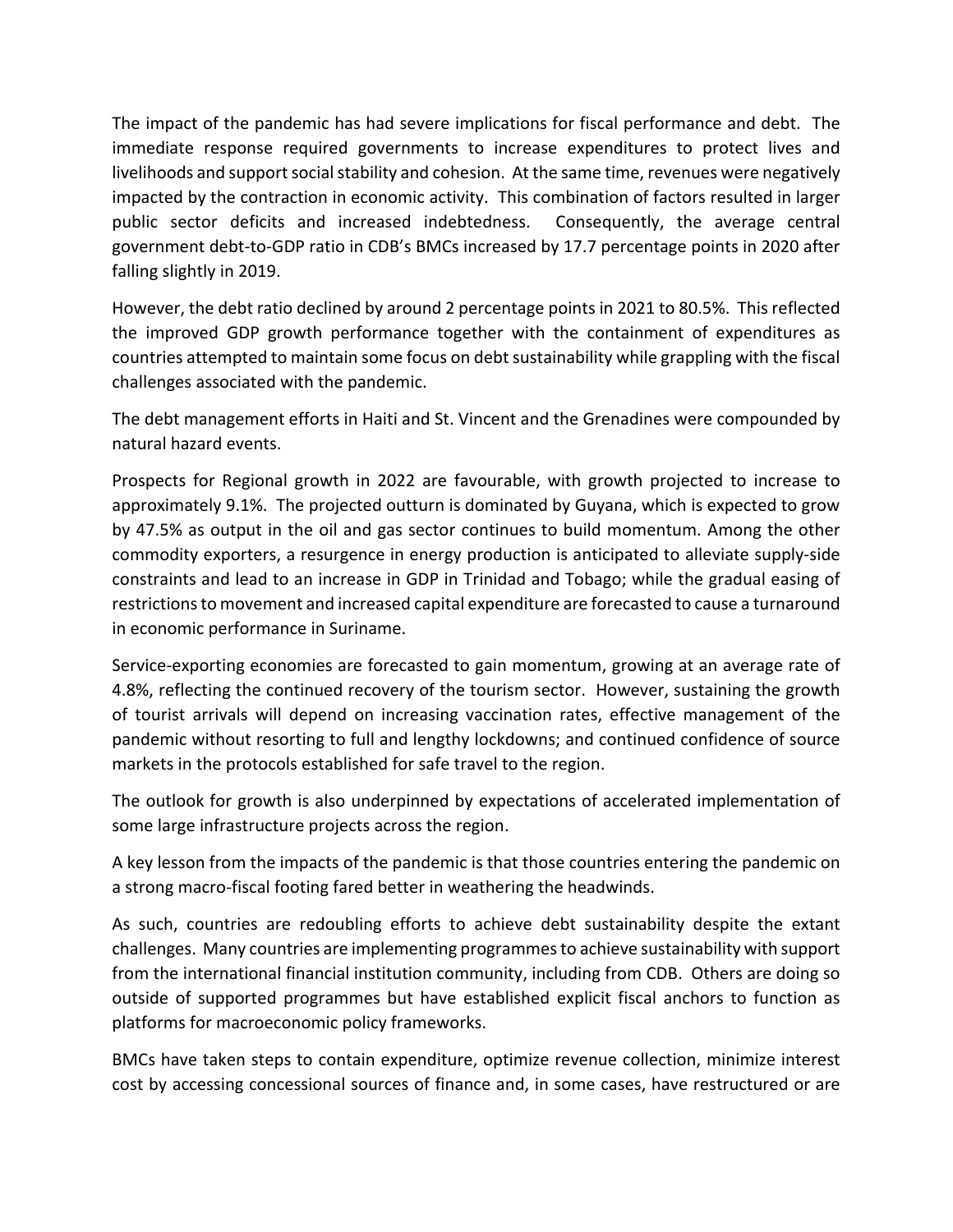The impact of the pandemic has had severe implications for fiscal performance and debt. The immediate response required governments to increase expenditures to protect lives and livelihoods and support social stability and cohesion. At the same time, revenues were negatively impacted by the contraction in economic activity. This combination of factors resulted in larger public sector deficits and increased indebtedness. Consequently, the average central government debt-to-GDP ratio in CDB's BMCs increased by 17.7 percentage points in 2020 after falling slightly in 2019.

However, the debt ratio declined by around 2 percentage points in 2021 to 80.5%. This reflected the improved GDP growth performance together with the containment of expenditures as countries attempted to maintain some focus on debt sustainability while grappling with the fiscal challenges associated with the pandemic.

The debt management efforts in Haiti and St. Vincent and the Grenadines were compounded by natural hazard events.

Prospects for Regional growth in 2022 are favourable, with growth projected to increase to approximately 9.1%. The projected outturn is dominated by Guyana, which is expected to grow by 47.5% as output in the oil and gas sector continues to build momentum. Among the other commodity exporters, a resurgence in energy production is anticipated to alleviate supply-side constraints and lead to an increase in GDP in Trinidad and Tobago; while the gradual easing of restrictions to movement and increased capital expenditure are forecasted to cause a turnaround in economic performance in Suriname.

Service-exporting economies are forecasted to gain momentum, growing at an average rate of 4.8%, reflecting the continued recovery of the tourism sector. However, sustaining the growth of tourist arrivals will depend on increasing vaccination rates, effective management of the pandemic without resorting to full and lengthy lockdowns; and continued confidence of source markets in the protocols established for safe travel to the region.

The outlook for growth is also underpinned by expectations of accelerated implementation of some large infrastructure projects across the region.

A key lesson from the impacts of the pandemic is that those countries entering the pandemic on a strong macro-fiscal footing fared better in weathering the headwinds.

As such, countries are redoubling efforts to achieve debt sustainability despite the extant challenges. Many countries are implementing programmes to achieve sustainability with support from the international financial institution community, including from CDB. Others are doing so outside of supported programmes but have established explicit fiscal anchors to function as platforms for macroeconomic policy frameworks.

BMCs have taken steps to contain expenditure, optimize revenue collection, minimize interest cost by accessing concessional sources of finance and, in some cases, have restructured or are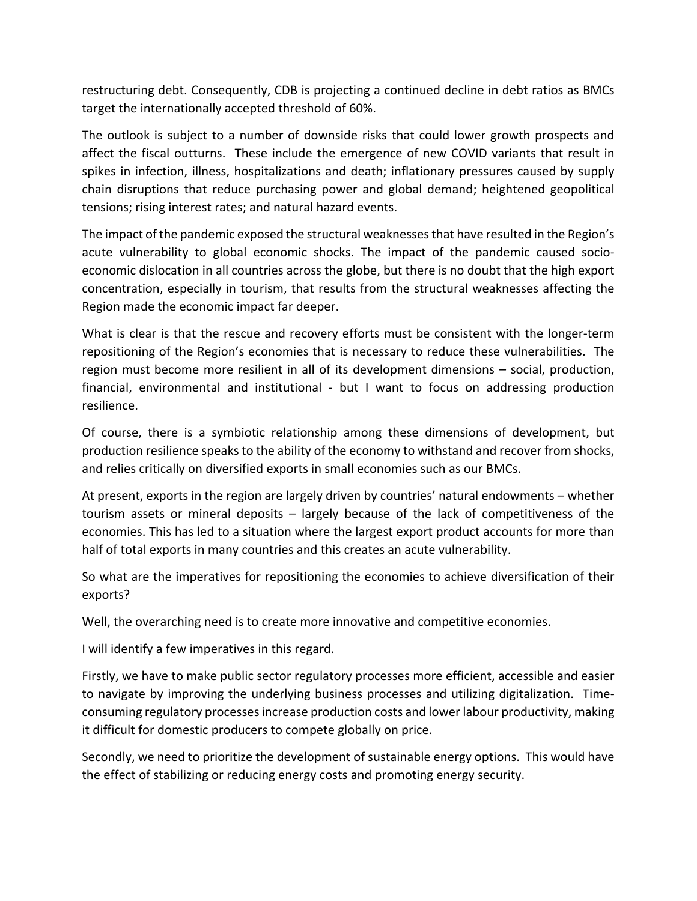restructuring debt. Consequently, CDB is projecting a continued decline in debt ratios as BMCs target the internationally accepted threshold of 60%.

The outlook is subject to a number of downside risks that could lower growth prospects and affect the fiscal outturns. These include the emergence of new COVID variants that result in spikes in infection, illness, hospitalizations and death; inflationary pressures caused by supply chain disruptions that reduce purchasing power and global demand; heightened geopolitical tensions; rising interest rates; and natural hazard events.

The impact of the pandemic exposed the structural weaknesses that have resulted in the Region's acute vulnerability to global economic shocks. The impact of the pandemic caused socio-economic dislocation in all countries across the globe, but there is no doubt that the high export concentration, especially in tourism, that results from the structural weaknesses affecting the Region made the economic impact far deeper.

What is clear is that the rescue and recovery efforts must be consistent with the longer-term repositioning of the Region's economies that is necessary to reduce these vulnerabilities. The region must become more resilient in all of its development dimensions – social, production, financial, environmental and institutional - but I want to focus on addressing production resilience.

Of course, there is a symbiotic relationship among these dimensions of development, but production resilience speaks to the ability of the economy to withstand and recover from shocks, and relies critically on diversified exports in small economies such as our BMCs.

At present, exports in the region are largely driven by countries' natural endowments – whether tourism assets or mineral deposits – largely because of the lack of competitiveness of the economies. This has led to a situation where the largest export product accounts for more than half of total exports in many countries and this creates an acute vulnerability.

So what are the imperatives for repositioning the economies to achieve diversification of their exports?

Well, the overarching need is to create more innovative and competitive economies.

I will identify a few imperatives in this regard.

Firstly, we have to make public sector regulatory processes more efficient, accessible and easier to navigate by improving the underlying business processes and utilizing digitalization. Time-consuming regulatory processes increase production costs and lower labour productivity, making it difficult for domestic producers to compete globally on price.

Secondly, we need to prioritize the development of sustainable energy options. This would have the effect of stabilizing or reducing energy costs and promoting energy security.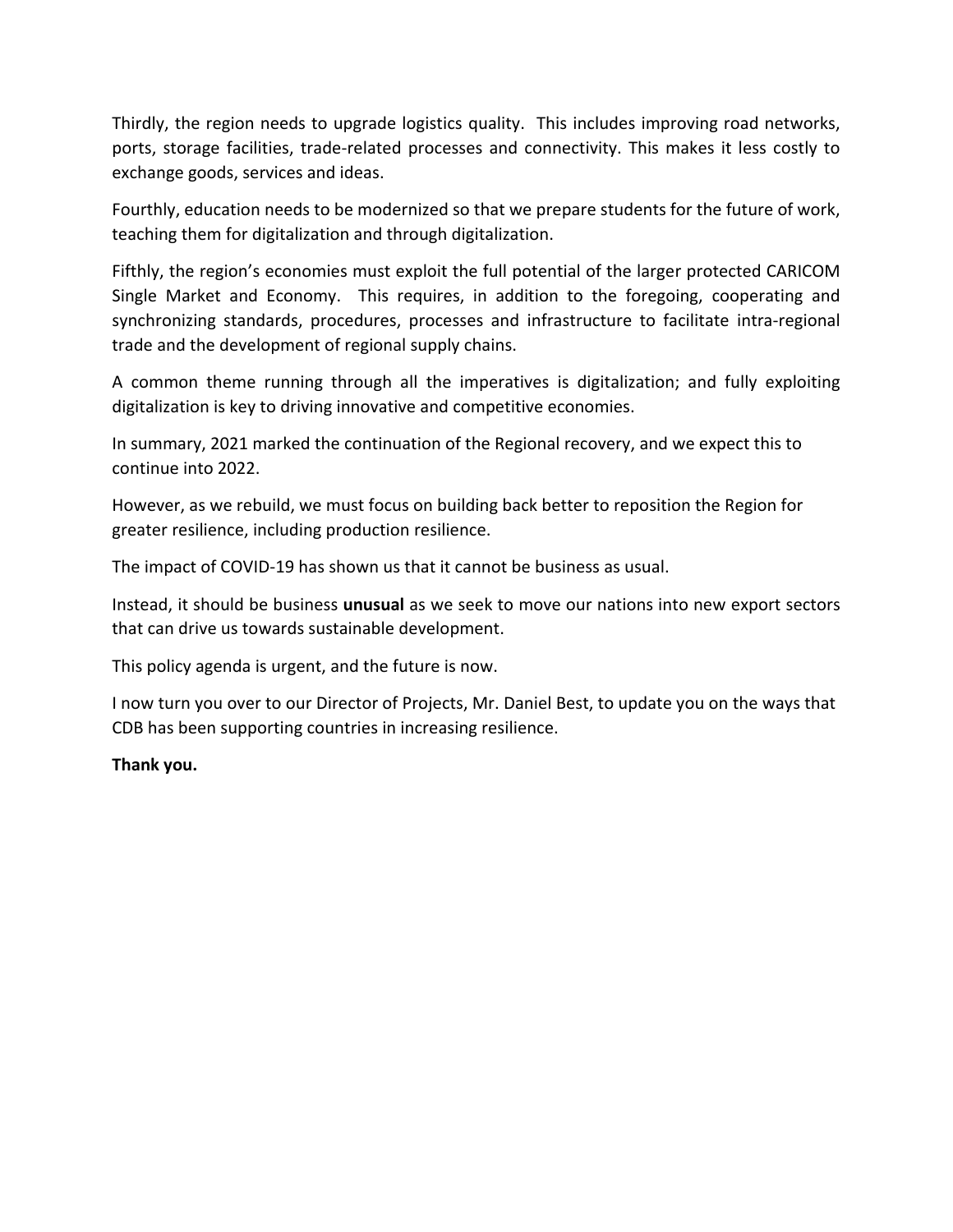Thirdly, the region needs to upgrade logistics quality. This includes improving road networks, ports, storage facilities, trade-related processes and connectivity. This makes it less costly to exchange goods, services and ideas.

Fourthly, education needs to be modernized so that we prepare students for the future of work, teaching them for digitalization and through digitalization.

Fifthly, the region's economies must exploit the full potential of the larger protected CARICOM Single Market and Economy. This requires, in addition to the foregoing, cooperating and synchronizing standards, procedures, processes and infrastructure to facilitate intra-regional trade and the development of regional supply chains.

A common theme running through all the imperatives is digitalization; and fully exploiting digitalization is key to driving innovative and competitive economies.

In summary, 2021 marked the continuation of the Regional recovery, and we expect this to continue into 2022.

However, as we rebuild, we must focus on building back better to reposition the Region for greater resilience, including production resilience.

The impact of COVID-19 has shown us that it cannot be business as usual.

Instead, it should be business **unusual** as we seek to move our nations into new export sectors that can drive us towards sustainable development.

This policy agenda is urgent, and the future is now.

I now turn you over to our Director of Projects, Mr. Daniel Best, to update you on the ways that CDB has been supporting countries in increasing resilience.

**Thank you.**